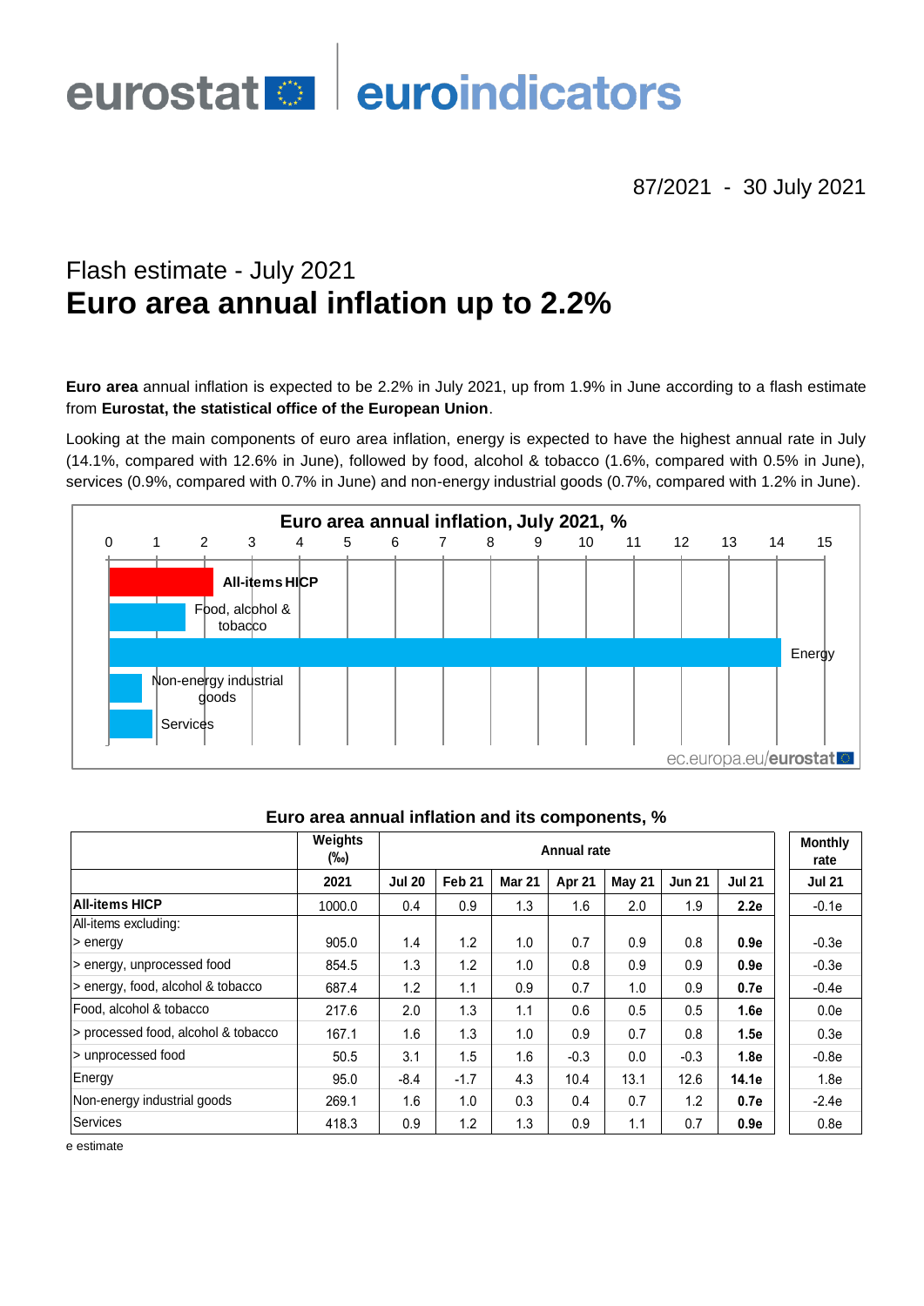eurostat euroindicators

87/2021 - 30 July 2021

## Flash estimate - July 2021

# Euro area annual inflation up to 2.2%

**Euro area** annual inflation is expected to be 2.2% in July 2021, up from 1.9% in June according to a flash estimate from **Eurostat, the statistical office of the European Union**.

Looking at the main components of euro area inflation, energy is expected to have the highest annual rate in July (14.1%, compared with 12.6% in June), followed by food, alcohol & tobacco (1.6%, compared with 0.5% in June), services (0.9%, compared with 0.7% in June) and non-energy industrial goods (0.7%, compared with 1.2% in June).

**Euro area annual inflation, July 2021, %**

| | % |
|---|---|
| All-items HICP | 2.2 |
| Food, alcohol & tobacco | 1.6 |
| Energy | 14.1 |
| Non-energy industrial goods | 0.7 |
| Services | 0.9 |

ec.europa.eu/eurostat

**Euro area annual inflation and its components, %**

| | Weights (‰) | Annual rate | | | | | | | Monthly rate |
|---|---|---|---|---|---|---|---|---|---|
| | 2021 | Jul 20 | Feb 21 | Mar 21 | Apr 21 | May 21 | Jun 21 | Jul 21 | Jul 21 |
| **All-items HICP** | 1000.0 | 0.4 | 0.9 | 1.3 | 1.6 | 2.0 | 1.9 | **2.2e** | -0.1e |
| All-items excluding: | | | | | | | | | |
| > energy | 905.0 | 1.4 | 1.2 | 1.0 | 0.7 | 0.9 | 0.8 | **0.9e** | -0.3e |
| > energy, unprocessed food | 854.5 | 1.3 | 1.2 | 1.0 | 0.8 | 0.9 | 0.9 | **0.9e** | -0.3e |
| > energy, food, alcohol & tobacco | 687.4 | 1.2 | 1.1 | 0.9 | 0.7 | 1.0 | 0.9 | **0.7e** | -0.4e |
| Food, alcohol & tobacco | 217.6 | 2.0 | 1.3 | 1.1 | 0.6 | 0.5 | 0.5 | **1.6e** | 0.0e |
| > processed food, alcohol & tobacco | 167.1 | 1.6 | 1.3 | 1.0 | 0.9 | 0.7 | 0.8 | **1.5e** | 0.3e |
| > unprocessed food | 50.5 | 3.1 | 1.5 | 1.6 | -0.3 | 0.0 | -0.3 | **1.8e** | -0.8e |
| Energy | 95.0 | -8.4 | -1.7 | 4.3 | 10.4 | 13.1 | 12.6 | **14.1e** | 1.8e |
| Non-energy industrial goods | 269.1 | 1.6 | 1.0 | 0.3 | 0.4 | 0.7 | 1.2 | **0.7e** | -2.4e |
| Services | 418.3 | 0.9 | 1.2 | 1.3 | 0.9 | 1.1 | 0.7 | **0.9e** | 0.8e |

e estimate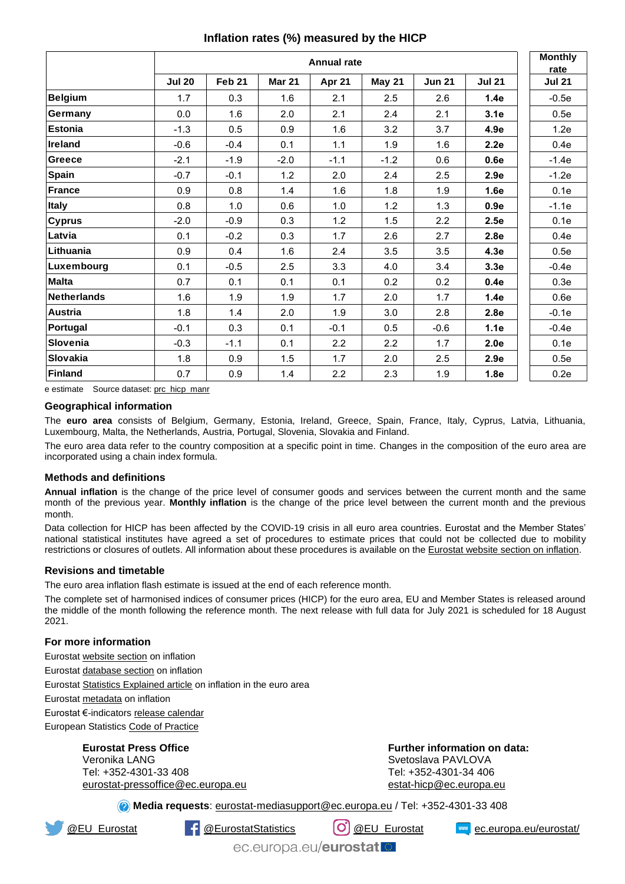## Inflation rates (%) measured by the HICP

| | Annual rate | | | | | | | Monthly rate |
|---|---|---|---|---|---|---|---|---|
| | Jul 20 | Feb 21 | Mar 21 | Apr 21 | May 21 | Jun 21 | Jul 21 | Jul 21 |
| **Belgium** | 1.7 | 0.3 | 1.6 | 2.1 | 2.5 | 2.6 | **1.4e** | -0.5e |
| **Germany** | 0.0 | 1.6 | 2.0 | 2.1 | 2.4 | 2.1 | **3.1e** | 0.5e |
| **Estonia** | -1.3 | 0.5 | 0.9 | 1.6 | 3.2 | 3.7 | **4.9e** | 1.2e |
| **Ireland** | -0.6 | -0.4 | 0.1 | 1.1 | 1.9 | 1.6 | **2.2e** | 0.4e |
| **Greece** | -2.1 | -1.9 | -2.0 | -1.1 | -1.2 | 0.6 | **0.6e** | -1.4e |
| **Spain** | -0.7 | -0.1 | 1.2 | 2.0 | 2.4 | 2.5 | **2.9e** | -1.2e |
| **France** | 0.9 | 0.8 | 1.4 | 1.6 | 1.8 | 1.9 | **1.6e** | 0.1e |
| **Italy** | 0.8 | 1.0 | 0.6 | 1.0 | 1.2 | 1.3 | **0.9e** | -1.1e |
| **Cyprus** | -2.0 | -0.9 | 0.3 | 1.2 | 1.5 | 2.2 | **2.5e** | 0.1e |
| **Latvia** | 0.1 | -0.2 | 0.3 | 1.7 | 2.6 | 2.7 | **2.8e** | 0.4e |
| **Lithuania** | 0.9 | 0.4 | 1.6 | 2.4 | 3.5 | 3.5 | **4.3e** | 0.5e |
| **Luxembourg** | 0.1 | -0.5 | 2.5 | 3.3 | 4.0 | 3.4 | **3.3e** | -0.4e |
| **Malta** | 0.7 | 0.1 | 0.1 | 0.1 | 0.2 | 0.2 | **0.4e** | 0.3e |
| **Netherlands** | 1.6 | 1.9 | 1.9 | 1.7 | 2.0 | 1.7 | **1.4e** | 0.6e |
| **Austria** | 1.8 | 1.4 | 2.0 | 1.9 | 3.0 | 2.8 | **2.8e** | -0.1e |
| **Portugal** | -0.1 | 0.3 | 0.1 | -0.1 | 0.5 | -0.6 | **1.1e** | -0.4e |
| **Slovenia** | -0.3 | -1.1 | 0.1 | 2.2 | 2.2 | 1.7 | **2.0e** | 0.1e |
| **Slovakia** | 1.8 | 0.9 | 1.5 | 1.7 | 2.0 | 2.5 | **2.9e** | 0.5e |
| **Finland** | 0.7 | 0.9 | 1.4 | 2.2 | 2.3 | 1.9 | **1.8e** | 0.2e |

e estimate Source dataset: prc_hicp_manr

### Geographical information

The **euro area** consists of Belgium, Germany, Estonia, Ireland, Greece, Spain, France, Italy, Cyprus, Latvia, Lithuania, Luxembourg, Malta, the Netherlands, Austria, Portugal, Slovenia, Slovakia and Finland.

The euro area data refer to the country composition at a specific point in time. Changes in the composition of the euro area are incorporated using a chain index formula.

### Methods and definitions

**Annual inflation** is the change of the price level of consumer goods and services between the current month and the same month of the previous year. **Monthly inflation** is the change of the price level between the current month and the previous month.

Data collection for HICP has been affected by the COVID-19 crisis in all euro area countries. Eurostat and the Member States' national statistical institutes have agreed a set of procedures to estimate prices that could not be collected due to mobility restrictions or closures of outlets. All information about these procedures is available on the Eurostat website section on inflation.

### Revisions and timetable

The euro area inflation flash estimate is issued at the end of each reference month.

The complete set of harmonised indices of consumer prices (HICP) for the euro area, EU and Member States is released around the middle of the month following the reference month. The next release with full data for July 2021 is scheduled for 18 August 2021.

### For more information

Eurostat website section on inflation

Eurostat database section on inflation

Eurostat Statistics Explained article on inflation in the euro area

Eurostat metadata on inflation

Eurostat €-indicators release calendar

European Statistics Code of Practice

**Eurostat Press Office**
Veronika LANG
Tel: +352-4301-33 408
eurostat-pressoffice@ec.europa.eu

**Further information on data:**
Svetoslava PAVLOVA
Tel: +352-4301-34 406
estat-hicp@ec.europa.eu

**Media requests**: eurostat-mediasupport@ec.europa.eu / Tel: +352-4301-33 408

@EU_Eurostat @EurostatStatistics @EU_Eurostat ec.europa.eu/eurostat/

ec.europa.eu/**eurostat**